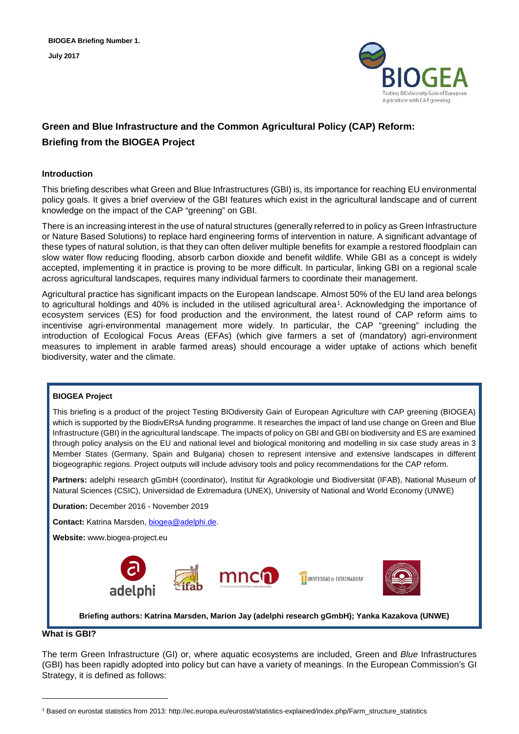**BIOGEA Briefing Number 1.**

**July 2017**

# Green and Blue Infrastructure and the Common Agricultural Policy (CAP) Reform: Briefing from the BIOGEA Project

## Introduction

This briefing describes what Green and Blue Infrastructures (GBI) is, its importance for reaching EU environmental policy goals. It gives a brief overview of the GBI features which exist in the agricultural landscape and of current knowledge on the impact of the CAP "greening" on GBI.

There is an increasing interest in the use of natural structures (generally referred to in policy as Green Infrastructure or Nature Based Solutions) to replace hard engineering forms of intervention in nature. A significant advantage of these types of natural solution, is that they can often deliver multiple benefits for example a restored floodplain can slow water flow reducing flooding, absorb carbon dioxide and benefit wildlife. While GBI as a concept is widely accepted, implementing it in practice is proving to be more difficult. In particular, linking GBI on a regional scale across agricultural landscapes, requires many individual farmers to coordinate their management.

Agricultural practice has significant impacts on the European landscape. Almost 50% of the EU land area belongs to agricultural holdings and 40% is included in the utilised agricultural area[1]. Acknowledging the importance of ecosystem services (ES) for food production and the environment, the latest round of CAP reform aims to incentivise agri-environmental management more widely. In particular, the CAP "greening" including the introduction of Ecological Focus Areas (EFAs) (which give farmers a set of (mandatory) agri-environment measures to implement in arable farmed areas) should encourage a wider uptake of actions which benefit biodiversity, water and the climate.

> **BIOGEA Project**
>
> This briefing is a product of the project Testing BIOdiversity Gain of European Agriculture with CAP greening (BIOGEA) which is supported by the BiodivERsA funding programme. It researches the impact of land use change on Green and Blue Infrastructure (GBI) in the agricultural landscape. The impacts of policy on GBI and GBI on biodiversity and ES are examined through policy analysis on the EU and national level and biological monitoring and modelling in six case study areas in 3 Member States (Germany, Spain and Bulgaria) chosen to represent intensive and extensive landscapes in different biogeographic regions. Project outputs will include advisory tools and policy recommendations for the CAP reform.
>
> **Partners:** adelphi research gGmbH (coordinator), Institut für Agraökologie und Biodiversität (IFAB), National Museum of Natural Sciences (CSIC), Universidad de Extremadura (UNEX), University of National and World Economy (UNWE)
>
> **Duration:** December 2016 - November 2019
>
> **Contact:** Katrina Marsden, biogea@adelphi.de.
>
> **Website:** www.biogea-project.eu
>
> **Briefing authors: Katrina Marsden, Marion Jay (adelphi research gGmbH); Yanka Kazakova (UNWE)**

## What is GBI?

The term Green Infrastructure (GI) or, where aquatic ecosystems are included, Green and *Blue* Infrastructures (GBI) has been rapidly adopted into policy but can have a variety of meanings. In the European Commission's GI Strategy, it is defined as follows:

---

[1] Based on eurostat statistics from 2013: http://ec.europa.eu/eurostat/statistics-explained/index.php/Farm_structure_statistics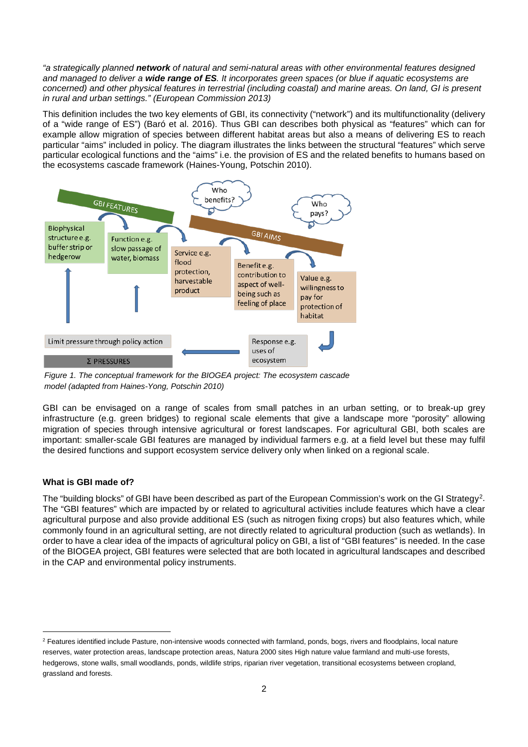*"a strategically planned **network** of natural and semi-natural areas with other environmental features designed and managed to deliver a **wide range of ES**. It incorporates green spaces (or blue if aquatic ecosystems are concerned) and other physical features in terrestrial (including coastal) and marine areas. On land, GI is present in rural and urban settings." (European Commission 2013)*

This definition includes the two key elements of GBI, its connectivity ("network") and its multifunctionality (delivery of a "wide range of ES") (Baró et al. 2016). Thus GBI can describes both physical as "features" which can for example allow migration of species between different habitat areas but also a means of delivering ES to reach particular "aims" included in policy. The diagram illustrates the links between the structural "features" which serve particular ecological functions and the "aims" i.e. the provision of ES and the related benefits to humans based on the ecosystems cascade framework (Haines-Young, Potschin 2010).

GBI FEATURES

Biophysical structure e.g. buffer strip or hedgerow

Function e.g. slow passage of water, biomass

Who benefits?

Who pays?

GBI AIMS

Service e.g. flood protection, harvestable product

Benefit e.g. contribution to aspect of well-being such as feeling of place

Value e.g. willingness to pay for protection of habitat

Limit pressure through policy action

Response e.g. uses of ecosystem

Σ PRESSURES

*Figure 1. The conceptual framework for the BIOGEA project: The ecosystem cascade model (adapted from Haines-Yong, Potschin 2010)*

GBI can be envisaged on a range of scales from small patches in an urban setting, or to break-up grey infrastructure (e.g. green bridges) to regional scale elements that give a landscape more "porosity" allowing migration of species through intensive agricultural or forest landscapes. For agricultural GBI, both scales are important: smaller-scale GBI features are managed by individual farmers e.g. at a field level but these may fulfil the desired functions and support ecosystem service delivery only when linked on a regional scale.

**What is GBI made of?**

The "building blocks" of GBI have been described as part of the European Commission's work on the GI Strategy[2]. The "GBI features" which are impacted by or related to agricultural activities include features which have a clear agricultural purpose and also provide additional ES (such as nitrogen fixing crops) but also features which, while commonly found in an agricultural setting, are not directly related to agricultural production (such as wetlands). In order to have a clear idea of the impacts of agricultural policy on GBI, a list of "GBI features" is needed. In the case of the BIOGEA project, GBI features were selected that are both located in agricultural landscapes and described in the CAP and environmental policy instruments.

[2] Features identified include Pasture, non-intensive woods connected with farmland, ponds, bogs, rivers and floodplains, local nature reserves, water protection areas, landscape protection areas, Natura 2000 sites High nature value farmland and multi-use forests, hedgerows, stone walls, small woodlands, ponds, wildlife strips, riparian river vegetation, transitional ecosystems between cropland, grassland and forests.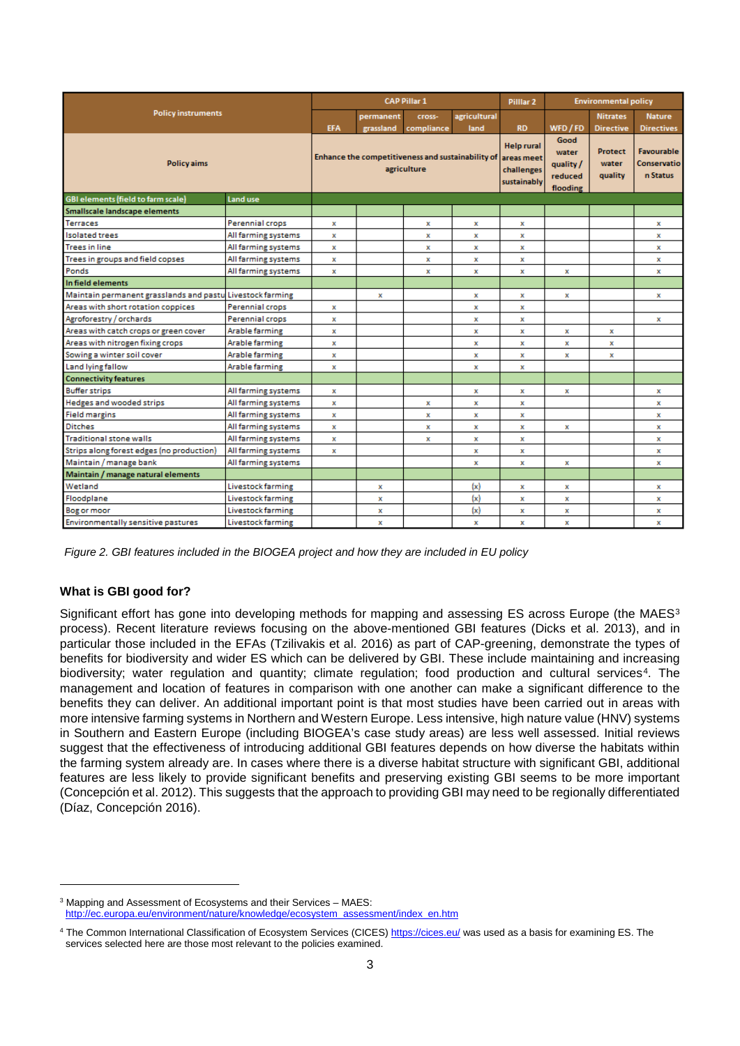| Policy instruments | | CAP Pillar 1 | | | | Pilllar 2 | Environmental policy | | |
|---|---|---|---|---|---|---|---|---|---|
| | | EFA | permanent grassland | cross-compliance | agricultural land | RD | WFD / FD | Nitrates Directive | Nature Directives |
| Policy aims | | Enhance the competitiveness and sustainability of agriculture | | | | Help rural areas meet challenges sustainably | Good water quality / reduced flooding | Protect water quality | Favourable Conservation Status |
| **GBI elements (field to farm scale)** | **Land use** | | | | | | | | |
| **Smallscale landscape elements** | | | | | | | | | |
| Terraces | Perennial crops | x | | x | x | x | | | x |
| Isolated trees | All farming systems | x | | x | x | x | | | x |
| Trees in line | All farming systems | x | | x | x | x | | | x |
| Trees in groups and field copses | All farming systems | x | | x | x | x | | | x |
| Ponds | All farming systems | x | | x | x | x | x | | x |
| **In field elements** | | | | | | | | | |
| Maintain permanent grasslands and pastu | Livestock farming | | x | | x | x | x | | x |
| Areas with short rotation coppices | Perennial crops | x | | | x | x | | | |
| Agroforestry / orchards | Perennial crops | x | | | x | x | | | x |
| Areas with catch crops or green cover | Arable farming | x | | | x | x | x | x | |
| Areas with nitrogen fixing crops | Arable farming | x | | | x | x | x | x | |
| Sowing a winter soil cover | Arable farming | x | | | x | x | x | x | |
| Land lying fallow | Arable farming | x | | | x | x | | | |
| **Connectivity features** | | | | | | | | | |
| Buffer strips | All farming systems | x | | | x | x | x | | x |
| Hedges and wooded strips | All farming systems | x | | x | x | x | | | x |
| Field margins | All farming systems | x | | x | x | x | | | x |
| Ditches | All farming systems | x | | x | x | x | x | | x |
| Traditional stone walls | All farming systems | x | | x | x | x | | | x |
| Strips along forest edges (no production) | All farming systems | x | | | x | x | | | x |
| Maintain / manage bank | All farming systems | | | | x | x | x | | x |
| **Maintain / manage natural elements** | | | | | | | | | |
| Wetland | Livestock farming | | x | | (x) | x | x | | x |
| Floodplane | Livestock farming | | x | | (x) | x | x | | x |
| Bog or moor | Livestock farming | | x | | (x) | x | x | | x |
| Environmentally sensitive pastures | Livestock farming | | x | | x | x | x | | x |

*Figure 2. GBI features included in the BIOGEA project and how they are included in EU policy*

### What is GBI good for?

Significant effort has gone into developing methods for mapping and assessing ES across Europe (the MAES[3] process). Recent literature reviews focusing on the above-mentioned GBI features (Dicks et al. 2013), and in particular those included in the EFAs (Tzilivakis et al. 2016) as part of CAP-greening, demonstrate the types of benefits for biodiversity and wider ES which can be delivered by GBI. These include maintaining and increasing biodiversity; water regulation and quantity; climate regulation; food production and cultural services[4]. The management and location of features in comparison with one another can make a significant difference to the benefits they can deliver. An additional important point is that most studies have been carried out in areas with more intensive farming systems in Northern and Western Europe. Less intensive, high nature value (HNV) systems in Southern and Eastern Europe (including BIOGEA's case study areas) are less well assessed. Initial reviews suggest that the effectiveness of introducing additional GBI features depends on how diverse the habitats within the farming system already are. In cases where there is a diverse habitat structure with significant GBI, additional features are less likely to provide significant benefits and preserving existing GBI seems to be more important (Concepción et al. 2012). This suggests that the approach to providing GBI may need to be regionally differentiated (Díaz, Concepción 2016).

---

[3] Mapping and Assessment of Ecosystems and their Services – MAES: http://ec.europa.eu/environment/nature/knowledge/ecosystem_assessment/index_en.htm

[4] The Common International Classification of Ecosystem Services (CICES) https://cices.eu/ was used as a basis for examining ES. The services selected here are those most relevant to the policies examined.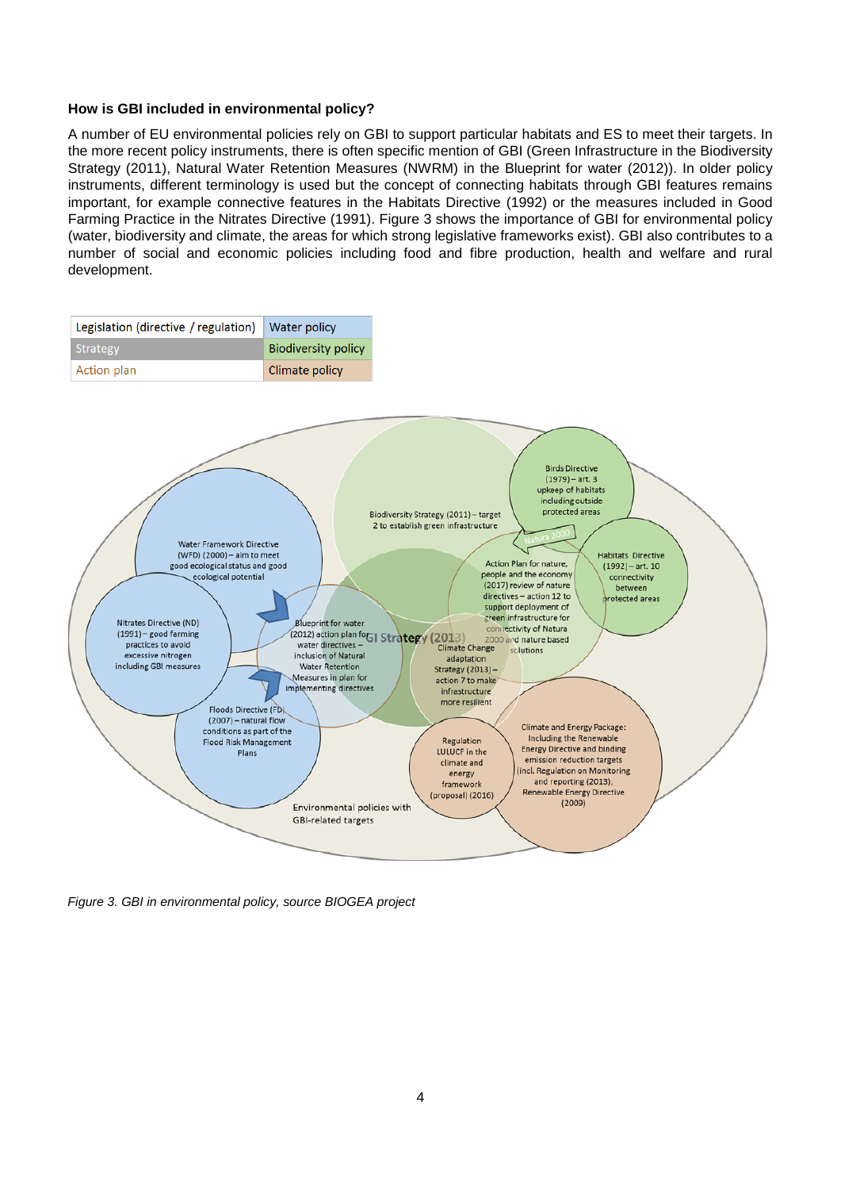**How is GBI included in environmental policy?**

A number of EU environmental policies rely on GBI to support particular habitats and ES to meet their targets. In the more recent policy instruments, there is often specific mention of GBI (Green Infrastructure in the Biodiversity Strategy (2011), Natural Water Retention Measures (NWRM) in the Blueprint for water (2012)). In older policy instruments, different terminology is used but the concept of connecting habitats through GBI features remains important, for example connective features in the Habitats Directive (1992) or the measures included in Good Farming Practice in the Nitrates Directive (1991). Figure 3 shows the importance of GBI for environmental policy (water, biodiversity and climate, the areas for which strong legislative frameworks exist). GBI also contributes to a number of social and economic policies including food and fibre production, health and welfare and rural development.

| Legislation (directive / regulation) | Water policy |
|---|---|
| Strategy | Biodiversity policy |
| Action plan | Climate policy |

Water Framework Directive (WFD) (2000) – aim to meet good ecological status and good ecological potential

Nitrates Directive (ND) (1991) – good farming practices to avoid excessive nitrogen including GBI measures

Floods Directive (FD) (2007) – natural flow conditions as part of the Flood Risk Management Plans

Blueprint for water (2012) action plan for water directives – inclusion of Natural Water Retention Measures in plan for implementing directives

Biodiversity Strategy (2011) – target 2 to establish green infrastructure

GI Strategy (2013)

Birds Directive (1979) – art. 3 upkeep of habitats including outside protected areas

Natura 2000

Habitats Directive (1992) – art. 10 connectivity between protected areas

Action Plan for nature, people and the economy (2017) review of nature directives – action 12 to support deployment of green infrastructure for connectivity of Natura 2000 and nature based solutions

Climate Change adaptation Strategy (2013) – action 7 to make infrastructure more resilient

Regulation LULUCF in the climate and energy framework (proposal) (2016)

Climate and Energy Package: Including the Renewable Energy Directive and binding emission reduction targets (incl. Regulation on Monitoring and reporting (2013), Renewable Energy Directive (2009)

Environmental policies with GBI-related targets

*Figure 3. GBI in environmental policy, source BIOGEA project*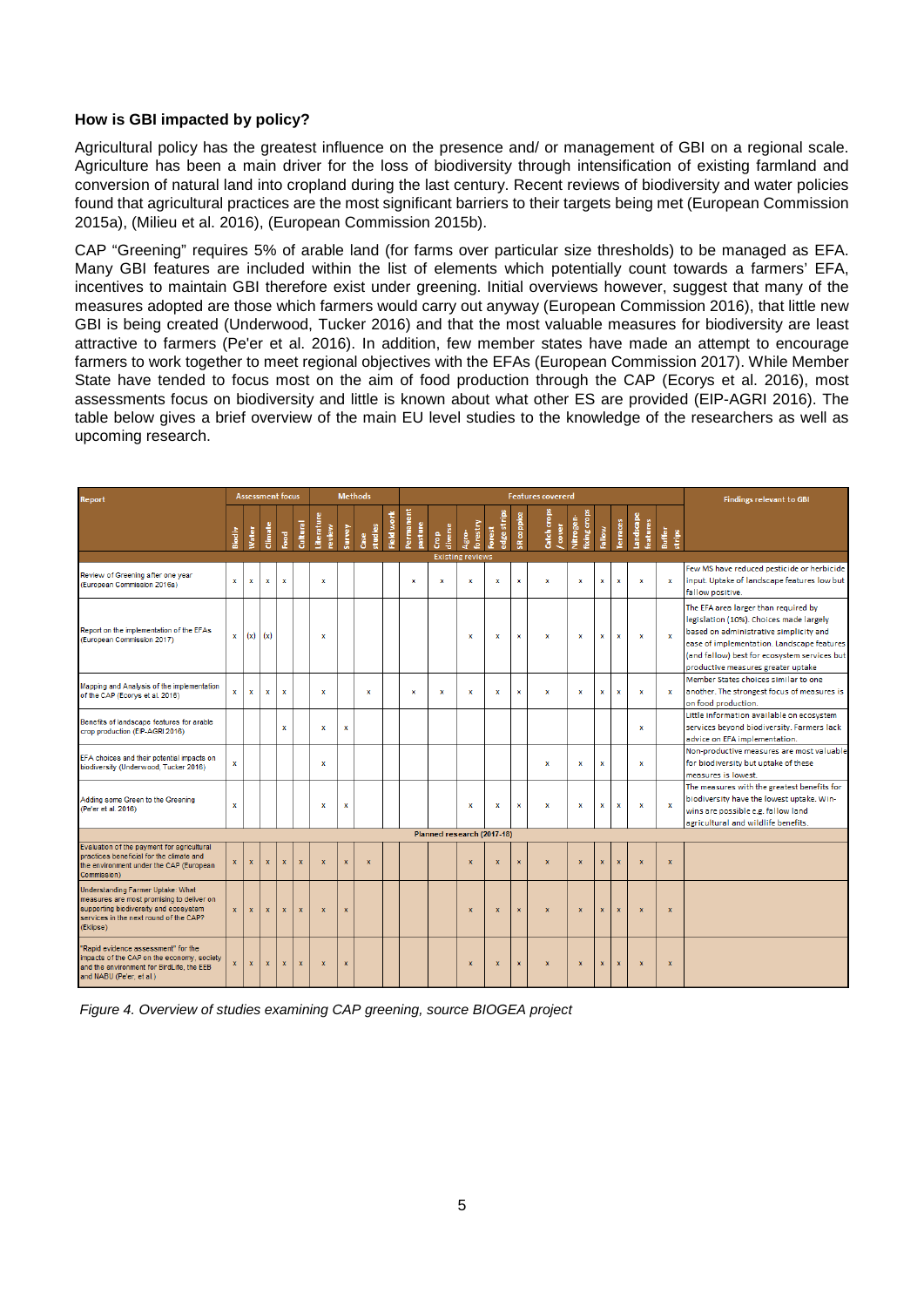### How is GBI impacted by policy?

Agricultural policy has the greatest influence on the presence and/ or management of GBI on a regional scale. Agriculture has been a main driver for the loss of biodiversity through intensification of existing farmland and conversion of natural land into cropland during the last century. Recent reviews of biodiversity and water policies found that agricultural practices are the most significant barriers to their targets being met (European Commission 2015a), (Milieu et al. 2016), (European Commission 2015b).

CAP "Greening" requires 5% of arable land (for farms over particular size thresholds) to be managed as EFA. Many GBI features are included within the list of elements which potentially count towards a farmers' EFA, incentives to maintain GBI therefore exist under greening. Initial overviews however, suggest that many of the measures adopted are those which farmers would carry out anyway (European Commission 2016), that little new GBI is being created (Underwood, Tucker 2016) and that the most valuable measures for biodiversity are least attractive to farmers (Pe'er et al. 2016). In addition, few member states have made an attempt to encourage farmers to work together to meet regional objectives with the EFAs (European Commission 2017). While Member State have tended to focus most on the aim of food production through the CAP (Ecorys et al. 2016), most assessments focus on biodiversity and little is known about what other ES are provided (EIP-AGRI 2016). The table below gives a brief overview of the main EU level studies to the knowledge of the researchers as well as upcoming research.

| Report | Assessment focus | | | | | Methods | | | | Features covererd | | | | | | | | | | | Findings relevant to GBI |
|---|---|---|---|---|---|---|---|---|---|---|---|---|---|---|---|---|---|---|---|---|---|
| | Biodiv | Water | Climate | Food | Cultural | Literature review | Survey | Case studies | Field work | Permanent pasture | Crop diverse | Agro-forestry | Forest edge strips | SR coppice | Catch crops / cover | Nitrogen-fixing crops | Fallow | Terraces | Landscape features | Buffer strips | |
| **Existing reviews** | | | | | | | | | | | | | | | | | | | | | |
| Review of Greening after one year (European Commission 2016a) | x | x | x | x | | x | | | | x | x | x | x | x | x | x | x | x | x | x | Few MS have reduced pesticide or herbicide input. Uptake of landscape features low but fallow positive. |
| Report on the implementation of the EFAs (European Commission 2017) | x | (x) | (x) | | | x | | | | | | x | x | x | x | x | x | x | x | x | The EFA area larger than required by legislation (10%). Choices made largely based on administrative simplicity and ease of implementation. Landscape features (and fallow) best for ecosystem services but productive measures greater uptake |
| Mapping and Analysis of the implementation of the CAP (Ecorys et al. 2016) | x | x | x | x | | x | | x | | x | x | x | x | x | x | x | x | x | x | x | Member States choices similar to one another. The strongest focus of measures is on food production. |
| Benefits of landscape features for arable crop production (EIP-AGRI 2016) | | | | x | | x | x | | | | | | | | | | | | x | | Little information available on ecosystem services beyond biodiversity. Farmers lack advice on EFA implementation. |
| EFA choices and their potential impacts on biodiversity (Underwood, Tucker 2016) | x | | | | | x | | | | | | | | | x | x | x | | x | | Non-productive measures are most valuable for biodiversity but uptake of these measures is lowest. |
| Adding some Green to the Greening (Pe'er et al. 2016) | x | | | | | x | x | | | | | x | x | x | x | x | x | x | x | x | The measures with the greatest benefits for biodiversity have the lowest uptake. Win-wins are possible e.g. fallow land agricultural and wildlife benefits. |
| **Planned research (2017-18)** | | | | | | | | | | | | | | | | | | | | | |
| Evaluation of the payment for agricultural practices beneficial for the climate and the environment under the CAP (European Commission) | x | x | x | x | x | x | x | x | | | | x | x | x | x | x | x | x | x | x | |
| Understanding Farmer Uptake: What measures are most promising to deliver on supporting biodiversity and ecosystem services in the next round of the CAP? (Eklipse) | x | x | x | x | x | x | x | | | | | x | x | x | x | x | x | x | x | x | |
| "Rapid evidence assessment" for the impacts of the CAP on the economy, society and the environment for BirdLife, the EEB and NABU (Pe'er, et al.) | x | x | x | x | x | x | x | | | | | x | x | x | x | x | x | x | x | x | |

*Figure 4. Overview of studies examining CAP greening, source BIOGEA project*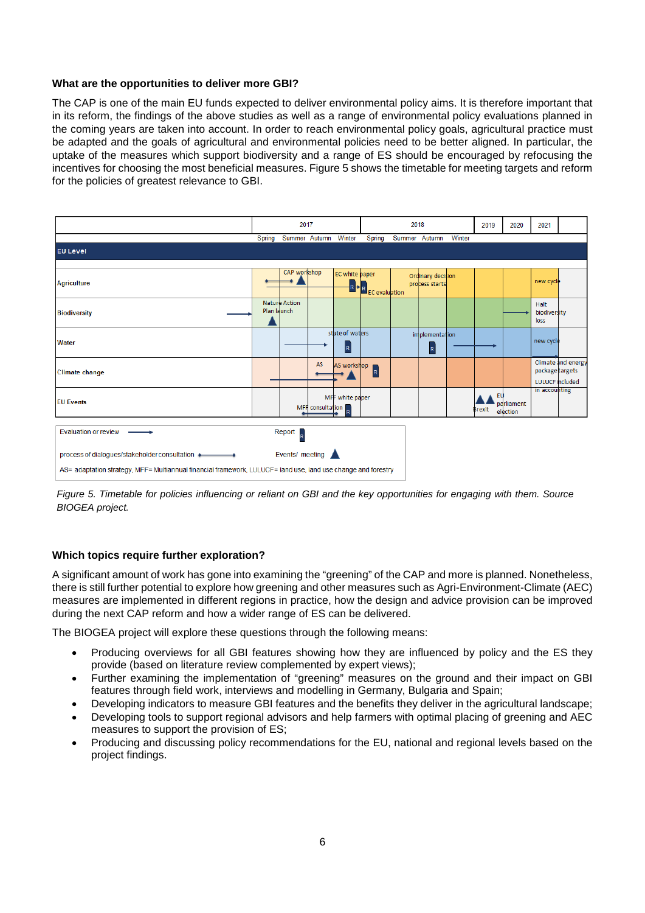#### What are the opportunities to deliver more GBI?

The CAP is one of the main EU funds expected to deliver environmental policy aims. It is therefore important that in its reform, the findings of the above studies as well as a range of environmental policy evaluations planned in the coming years are taken into account. In order to reach environmental policy goals, agricultural practice must be adapted and the goals of agricultural and environmental policies need to be better aligned. In particular, the uptake of the measures which support biodiversity and a range of ES should be encouraged by refocusing the incentives for choosing the most beneficial measures. Figure 5 shows the timetable for meeting targets and reform for the policies of greatest relevance to GBI.

| | 2017 | | | | 2018 | | | | 2019 | 2020 | 2021 |
|---|---|---|---|---|---|---|---|---|---|---|---|
| | Spring | Summer | Autumn | Winter | Spring | Summer | Autumn | Winter | | | |
| **EU Level** | | | | | | | | | | | |
| Agriculture | | CAP workshop | | EC white paper | EC evaluation | Ordinary decision process starts | | | | | new cycle |
| Biodiversity | Nature Action Plan launch | | | | | | | | | | Halt biodiversity loss |
| Water | | | state of waters | | | implementation | | | | | new cycle |
| Climate change | | | AS | AS workshop | | | | | | | Climate and energy package targets LULUCF included in accounting |
| EU Events | | MFF consultation | MFF white paper | | | | | | Brexit | EU parliament election | |

Evaluation or review →　　Report [R]

process of dialogues/stakeholder consultation ↔　　Events/ meeting ▲

AS= adaptation strategy, MFF= Multiannual financial framework, LULUCF= land use, land use change and forestry

*Figure 5. Timetable for policies influencing or reliant on GBI and the key opportunities for engaging with them. Source BIOGEA project.*

#### Which topics require further exploration?

A significant amount of work has gone into examining the "greening" of the CAP and more is planned. Nonetheless, there is still further potential to explore how greening and other measures such as Agri-Environment-Climate (AEC) measures are implemented in different regions in practice, how the design and advice provision can be improved during the next CAP reform and how a wider range of ES can be delivered.

The BIOGEA project will explore these questions through the following means:

- Producing overviews for all GBI features showing how they are influenced by policy and the ES they provide (based on literature review complemented by expert views);
- Further examining the implementation of "greening" measures on the ground and their impact on GBI features through field work, interviews and modelling in Germany, Bulgaria and Spain;
- Developing indicators to measure GBI features and the benefits they deliver in the agricultural landscape;
- Developing tools to support regional advisors and help farmers with optimal placing of greening and AEC measures to support the provision of ES;
- Producing and discussing policy recommendations for the EU, national and regional levels based on the project findings.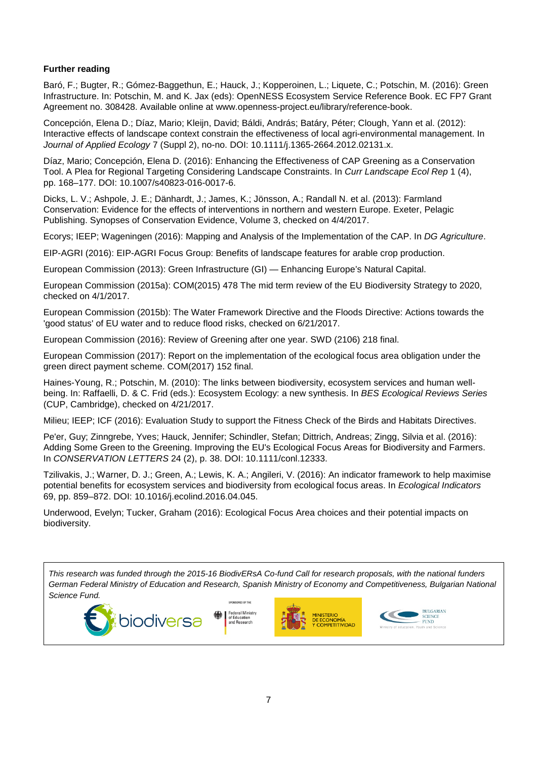**Further reading**

Baró, F.; Bugter, R.; Gómez-Baggethun, E.; Hauck, J.; Kopperoinen, L.; Liquete, C.; Potschin, M. (2016): Green Infrastructure. In: Potschin, M. and K. Jax (eds): OpenNESS Ecosystem Service Reference Book. EC FP7 Grant Agreement no. 308428. Available online at www.openness-project.eu/library/reference-book.

Concepción, Elena D.; Díaz, Mario; Kleijn, David; Báldi, András; Batáry, Péter; Clough, Yann et al. (2012): Interactive effects of landscape context constrain the effectiveness of local agri-environmental management. In *Journal of Applied Ecology* 7 (Suppl 2), no-no. DOI: 10.1111/j.1365-2664.2012.02131.x.

Díaz, Mario; Concepción, Elena D. (2016): Enhancing the Effectiveness of CAP Greening as a Conservation Tool. A Plea for Regional Targeting Considering Landscape Constraints. In *Curr Landscape Ecol Rep* 1 (4), pp. 168–177. DOI: 10.1007/s40823-016-0017-6.

Dicks, L. V.; Ashpole, J. E.; Dänhardt, J.; James, K.; Jönsson, A.; Randall N. et al. (2013): Farmland Conservation: Evidence for the effects of interventions in northern and western Europe. Exeter, Pelagic Publishing. Synopses of Conservation Evidence, Volume 3, checked on 4/4/2017.

Ecorys; IEEP; Wageningen (2016): Mapping and Analysis of the Implementation of the CAP. In *DG Agriculture*.

EIP-AGRI (2016): EIP-AGRI Focus Group: Benefits of landscape features for arable crop production.

European Commission (2013): Green Infrastructure (GI) — Enhancing Europe's Natural Capital.

European Commission (2015a): COM(2015) 478 The mid term review of the EU Biodiversity Strategy to 2020, checked on 4/1/2017.

European Commission (2015b): The Water Framework Directive and the Floods Directive: Actions towards the 'good status' of EU water and to reduce flood risks, checked on 6/21/2017.

European Commission (2016): Review of Greening after one year. SWD (2106) 218 final.

European Commission (2017): Report on the implementation of the ecological focus area obligation under the green direct payment scheme. COM(2017) 152 final.

Haines-Young, R.; Potschin, M. (2010): The links between biodiversity, ecosystem services and human well-being. In: Raffaelli, D. & C. Frid (eds.): Ecosystem Ecology: a new synthesis. In *BES Ecological Reviews Series* (CUP, Cambridge), checked on 4/21/2017.

Milieu; IEEP; ICF (2016): Evaluation Study to support the Fitness Check of the Birds and Habitats Directives.

Pe'er, Guy; Zinngrebe, Yves; Hauck, Jennifer; Schindler, Stefan; Dittrich, Andreas; Zingg, Silvia et al. (2016): Adding Some Green to the Greening. Improving the EU's Ecological Focus Areas for Biodiversity and Farmers. In *CONSERVATION LETTERS* 24 (2), p. 38. DOI: 10.1111/conl.12333.

Tzilivakis, J.; Warner, D. J.; Green, A.; Lewis, K. A.; Angileri, V. (2016): An indicator framework to help maximise potential benefits for ecosystem services and biodiversity from ecological focus areas. In *Ecological Indicators* 69, pp. 859–872. DOI: 10.1016/j.ecolind.2016.04.045.

Underwood, Evelyn; Tucker, Graham (2016): Ecological Focus Area choices and their potential impacts on biodiversity.

*This research was funded through the 2015-16 BiodivERsA Co-fund Call for research proposals, with the national funders German Federal Ministry of Education and Research, Spanish Ministry of Economy and Competitiveness, Bulgarian National Science Fund.*

biodiversa

SPONSORED BY THE Federal Ministry of Education and Research

MINISTERIO DE ECONOMÍA Y COMPETITIVIDAD

BULGARIAN SCIENCE FUND
Ministry of education, Youth and Science